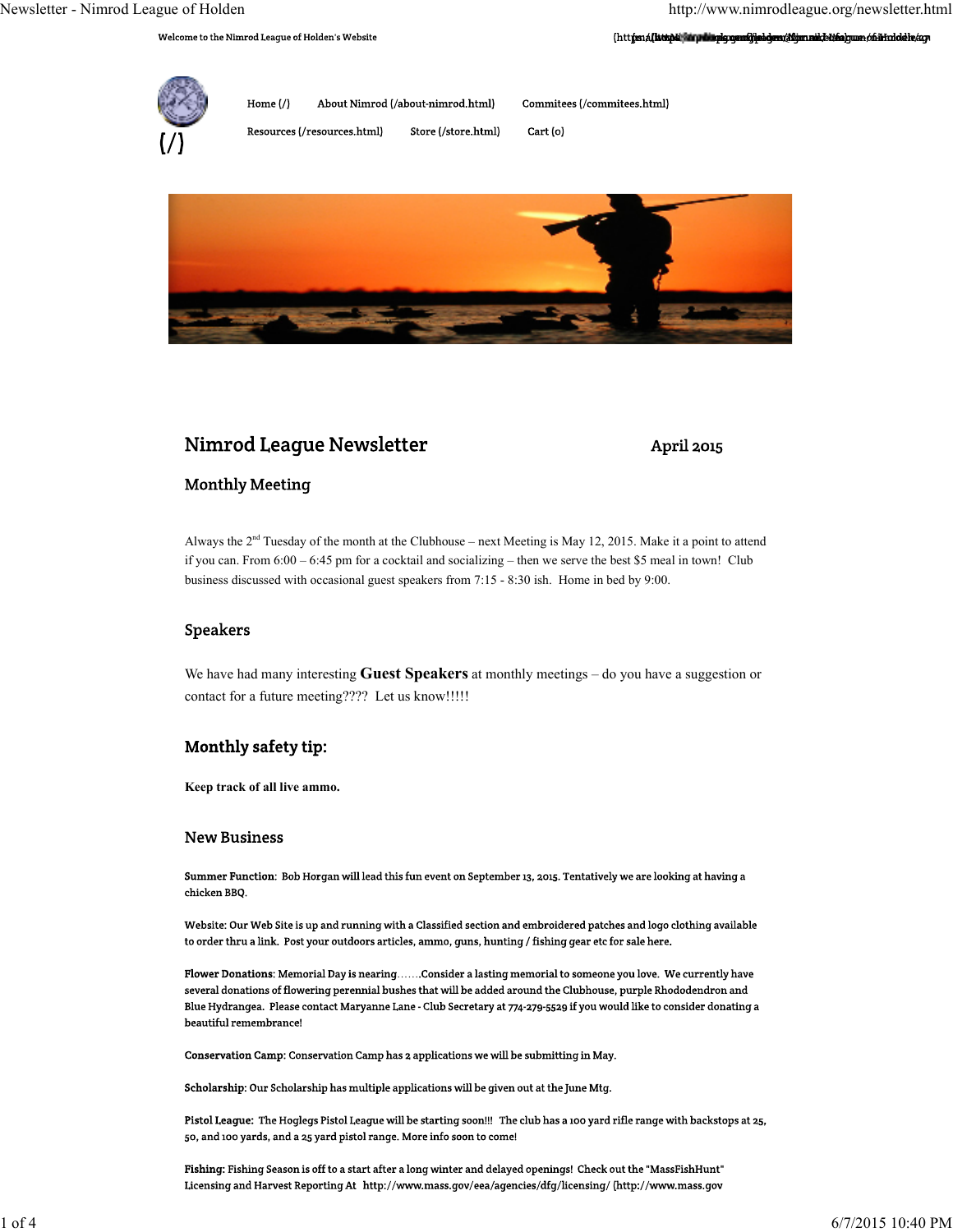Welcome to the Nimrod League of Holden's Website

Home (/) About Nimrod (/about-nimrod.html) Commitees (/commitees.html)

Resources (/resources.html) Store (/store.html) Cart (0)

# Nimrod League Newsletter

April 2015

## Monthly Meeting

Always the 2nd Tuesday of the month at the Clubhouse – next Meeting is May 12, 2015. Make it a point to attend if you can. From 6:00 – 6:45 pm for a cocktail and socializing – then we serve the best $5 meal in town! Club business discussed with occasional guest speakers from 7:15 - 8:30 ish. Home in bed by 9:00.

## Speakers

We have had many interesting **Guest Speakers** at monthly meetings – do you have a suggestion or contact for a future meeting???? Let us know!!!!!

## Monthly safety tip:

**Keep track of all live ammo.**

## New Business

**Summer Function**: Bob Horgan will lead this fun event on September 13, 2015. Tentatively we are looking at having a chicken BBQ.

Website: Our Web Site is up and running with a Classified section and embroidered patches and logo clothing available to order thru a link. Post your outdoors articles, ammo, guns, hunting / fishing gear etc for sale here.

**Flower Donations**: Memorial Day is nearing…….Consider a lasting memorial to someone you love. We currently have several donations of flowering perennial bushes that will be added around the Clubhouse, purple Rhododendron and Blue Hydrangea. Please contact Maryanne Lane - Club Secretary at 774-279-5529 if you would like to consider donating a beautiful remembrance!

**Conservation Camp**: Conservation Camp has 2 applications we will be submitting in May.

**Scholarship**: Our Scholarship has multiple applications will be given out at the June Mtg.

**Pistol League**: The Hoglegs Pistol League will be starting soon!!! The club has a 100 yard rifle range with backstops at 25, 50, and 100 yards, and a 25 yard pistol range. More info soon to come!

**Fishing**: Fishing Season is off to a start after a long winter and delayed openings! Check out the "MassFishHunt" Licensing and Harvest Reporting At http://www.mass.gov/eea/agencies/dfg/licensing/ (http://www.mass.gov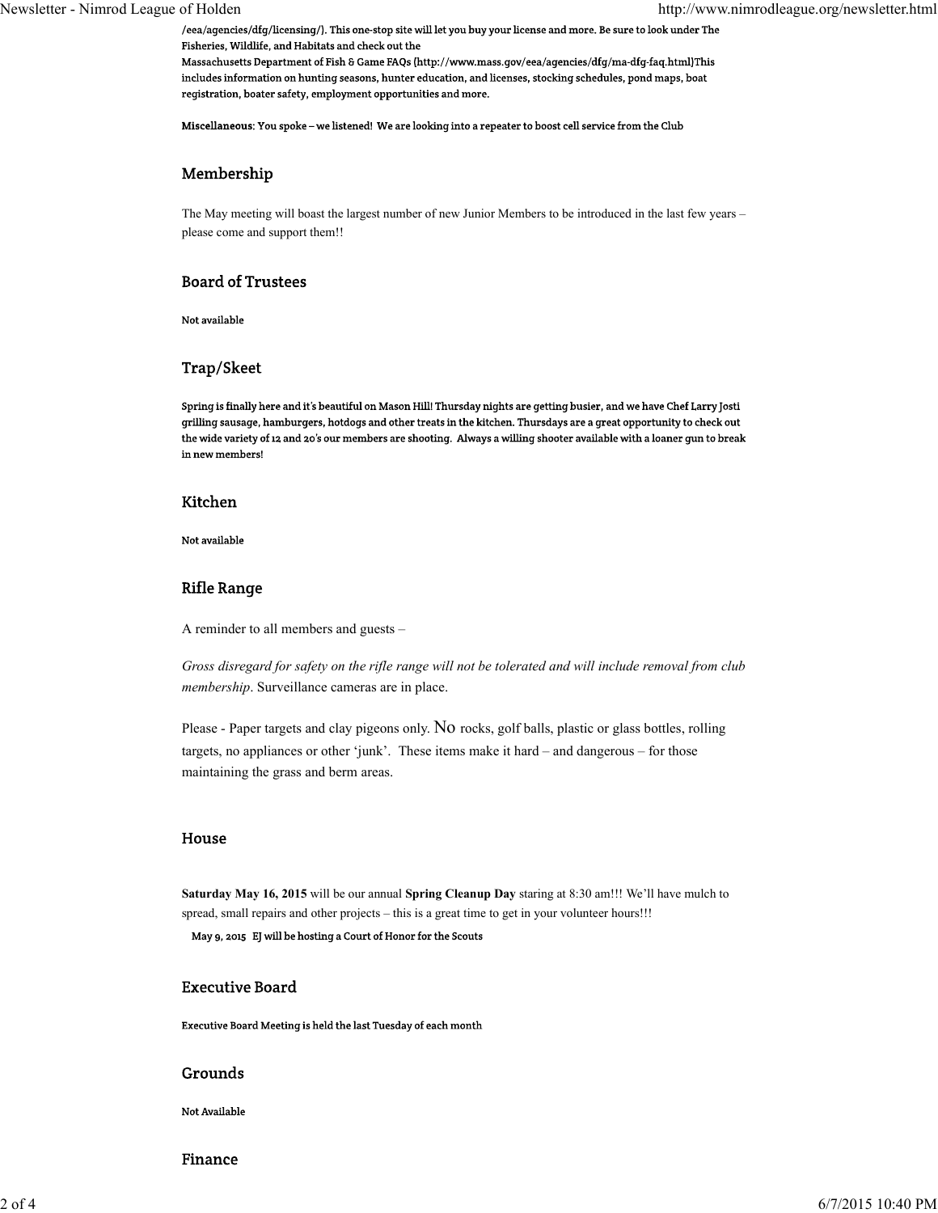/eea/agencies/dfg/licensing/). This one-stop site will let you buy your license and more. Be sure to look under The Fisheries, Wildlife, and Habitats and check out the Massachusetts Department of Fish & Game FAQs (http://www.mass.gov/eea/agencies/dfg/ma-dfg-faq.html)This includes information on hunting seasons, hunter education, and licenses, stocking schedules, pond maps, boat registration, boater safety, employment opportunities and more.

Miscellaneous: You spoke – we listened! We are looking into a repeater to boost cell service from the Club

## Membership

The May meeting will boast the largest number of new Junior Members to be introduced in the last few years – please come and support them!!

## Board of Trustees

Not available

## Trap/Skeet

Spring is finally here and it's beautiful on Mason Hill! Thursday nights are getting busier, and we have Chef Larry Josti grilling sausage, hamburgers, hotdogs and other treats in the kitchen. Thursdays are a great opportunity to check out the wide variety of 12 and 20's our members are shooting. Always a willing shooter available with a loaner gun to break in new members!

## Kitchen

Not available

## Rifle Range

A reminder to all members and guests –

*Gross disregard for safety on the rifle range will not be tolerated and will include removal from club membership*. Surveillance cameras are in place.

Please - Paper targets and clay pigeons only. No rocks, golf balls, plastic or glass bottles, rolling targets, no appliances or other 'junk'. These items make it hard – and dangerous – for those maintaining the grass and berm areas.

## House

**Saturday May 16, 2015** will be our annual **Spring Cleanup Day** staring at 8:30 am!!! We'll have mulch to spread, small repairs and other projects – this is a great time to get in your volunteer hours!!!

May 9, 2015 EJ will be hosting a Court of Honor for the Scouts

## Executive Board

Executive Board Meeting is held the last Tuesday of each month

## Grounds

Not Available

## Finance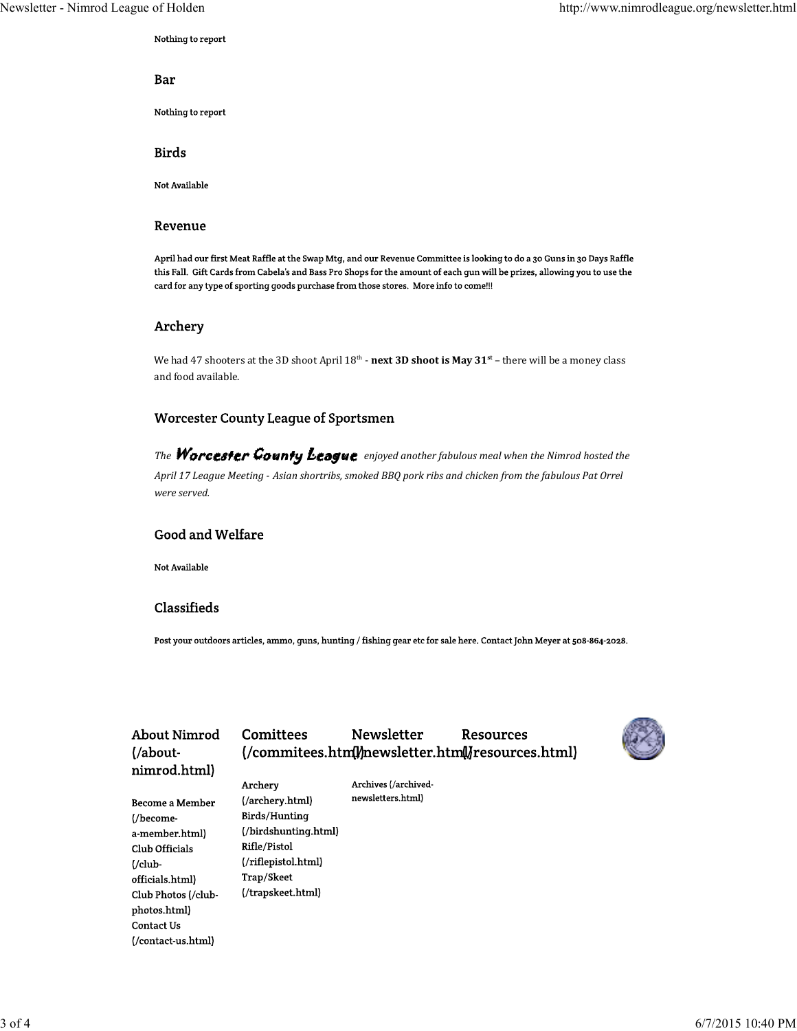Nothing to report

## Bar

Nothing to report

## Birds

Not Available

## Revenue

April had our first Meat Raffle at the Swap Mtg, and our Revenue Committee is looking to do a 30 Guns in 30 Days Raffle this Fall. Gift Cards from Cabela's and Bass Pro Shops for the amount of each gun will be prizes, allowing you to use the card for any type of sporting goods purchase from those stores. More info to come!!!

## Archery

We had 47 shooters at the 3D shoot April 18th - **next 3D shoot is May 31st** – there will be a money class and food available.

## Worcester County League of Sportsmen

*The* ***Worcester County League*** *enjoyed another fabulous meal when the Nimrod hosted the April 17 League Meeting - Asian shortribs, smoked BBQ pork ribs and chicken from the fabulous Pat Orrel were served.*

## Good and Welfare

Not Available

## Classifieds

Post your outdoors articles, ammo, guns, hunting / fishing gear etc for sale here. Contact John Meyer at 508-864-2028.

### About Nimrod (/about-nimrod.html)

Become a Member (/become-a-member.html)
Club Officials (/club-officials.html)
Club Photos (/club-photos.html)
Contact Us (/contact-us.html)

### Comittees (/commitees.html)

Archery (/archery.html)
Birds/Hunting (/birdshunting.html)
Rifle/Pistol (/riflepistol.html)
Trap/Skeet (/trapskeet.html)

### Newsletter (/newsletter.html)

Archives (/archived-newsletters.html)

### Resources (/resources.html)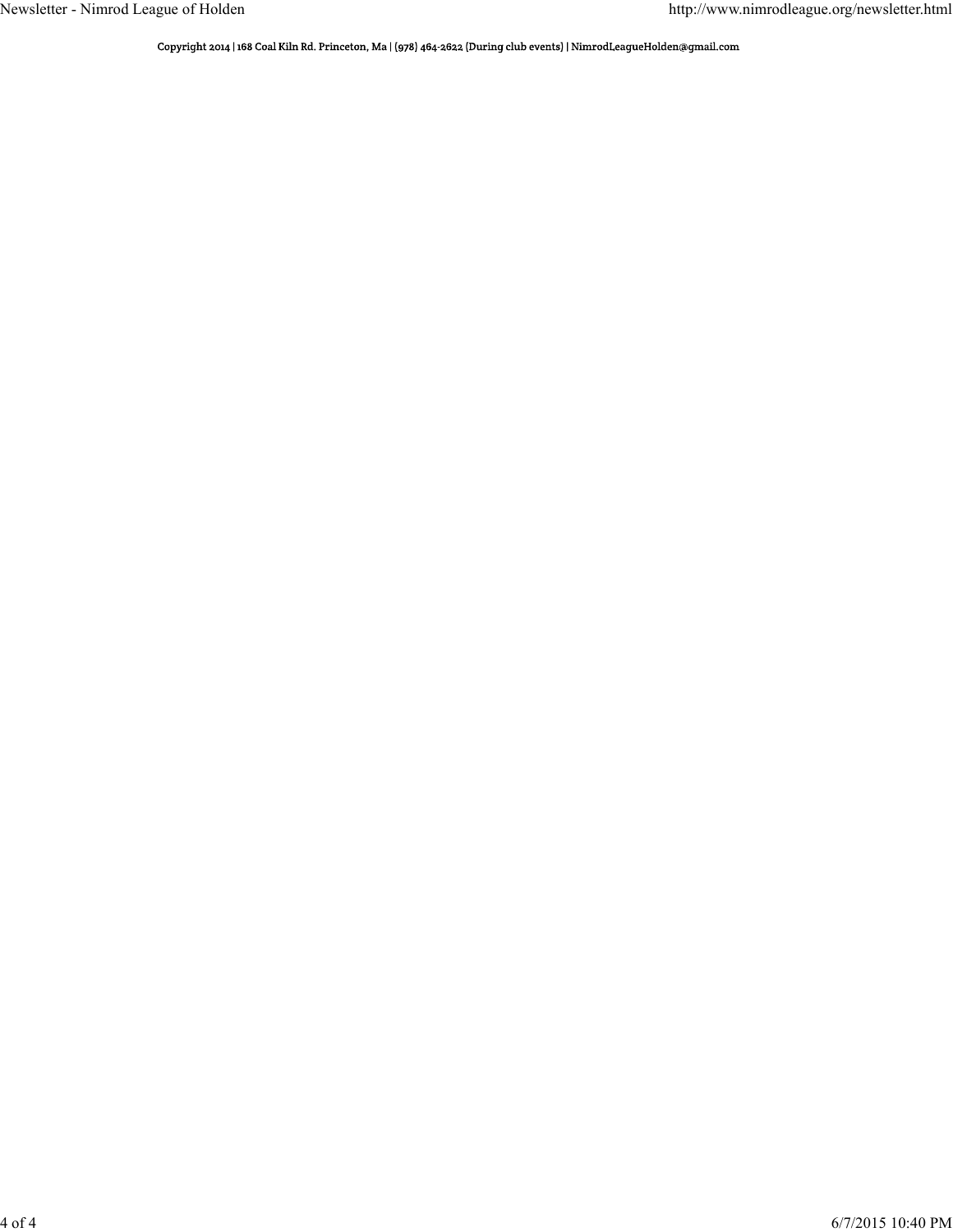Copyright 2014 | 168 Coal Kiln Rd. Princeton, Ma | (978) 464-2622 (During club events) | NimrodLeagueHolden@gmail.com